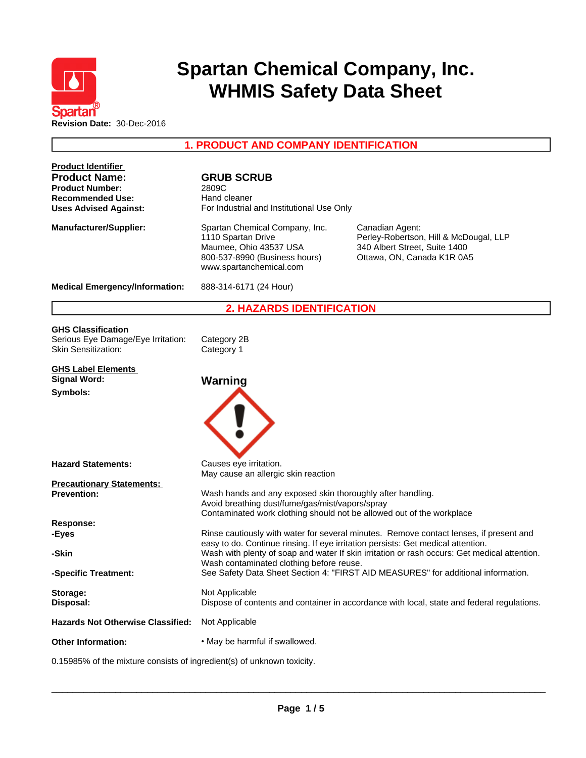# Spartan Chemical Company, Inc.
# WHMIS Safety Data Sheet

**Revision Date:** 30-Dec-2016

## 1. PRODUCT AND COMPANY IDENTIFICATION

**Product Identifier**

| | |
|---|---|
| **Product Name:** | **GRUB SCRUB** |
| **Product Number:** | 2809C |
| **Recommended Use:** | Hand cleaner |
| **Uses Advised Against:** | For Industrial and Institutional Use Only |

**Manufacturer/Supplier:**

Spartan Chemical Company, Inc.
1110 Spartan Drive
Maumee, Ohio 43537 USA
800-537-8990 (Business hours)
www.spartanchemical.com

Canadian Agent:
Perley-Robertson, Hill & McDougal, LLP
340 Albert Street, Suite 1400
Ottawa, ON, Canada K1R 0A5

**Medical Emergency/Information:** 888-314-6171 (24 Hour)

## 2. HAZARDS IDENTIFICATION

**GHS Classification**

| | |
|---|---|
| Serious Eye Damage/Eye Irritation: | Category 2B |
| Skin Sensitization: | Category 1 |

**GHS Label Elements**

**Signal Word:** **Warning**

**Symbols:**

**Hazard Statements:**
Causes eye irritation.
May cause an allergic skin reaction

**Precautionary Statements:**

**Prevention:**
Wash hands and any exposed skin thoroughly after handling.
Avoid breathing dust/fume/gas/mist/vapors/spray
Contaminated work clothing should not be allowed out of the workplace

**Response:**

**-Eyes**
Rinse cautiously with water for several minutes. Remove contact lenses, if present and easy to do. Continue rinsing. If eye irritation persists: Get medical attention.

**-Skin**
Wash with plenty of soap and water If skin irritation or rash occurs: Get medical attention. Wash contaminated clothing before reuse.

**-Specific Treatment:**
See Safety Data Sheet Section 4: "FIRST AID MEASURES" for additional information.

**Storage:** Not Applicable

**Disposal:** Dispose of contents and container in accordance with local, state and federal regulations.

**Hazards Not Otherwise Classified:** Not Applicable

**Other Information:**
• May be harmful if swallowed.

0.15985% of the mixture consists of ingredient(s) of unknown toxicity.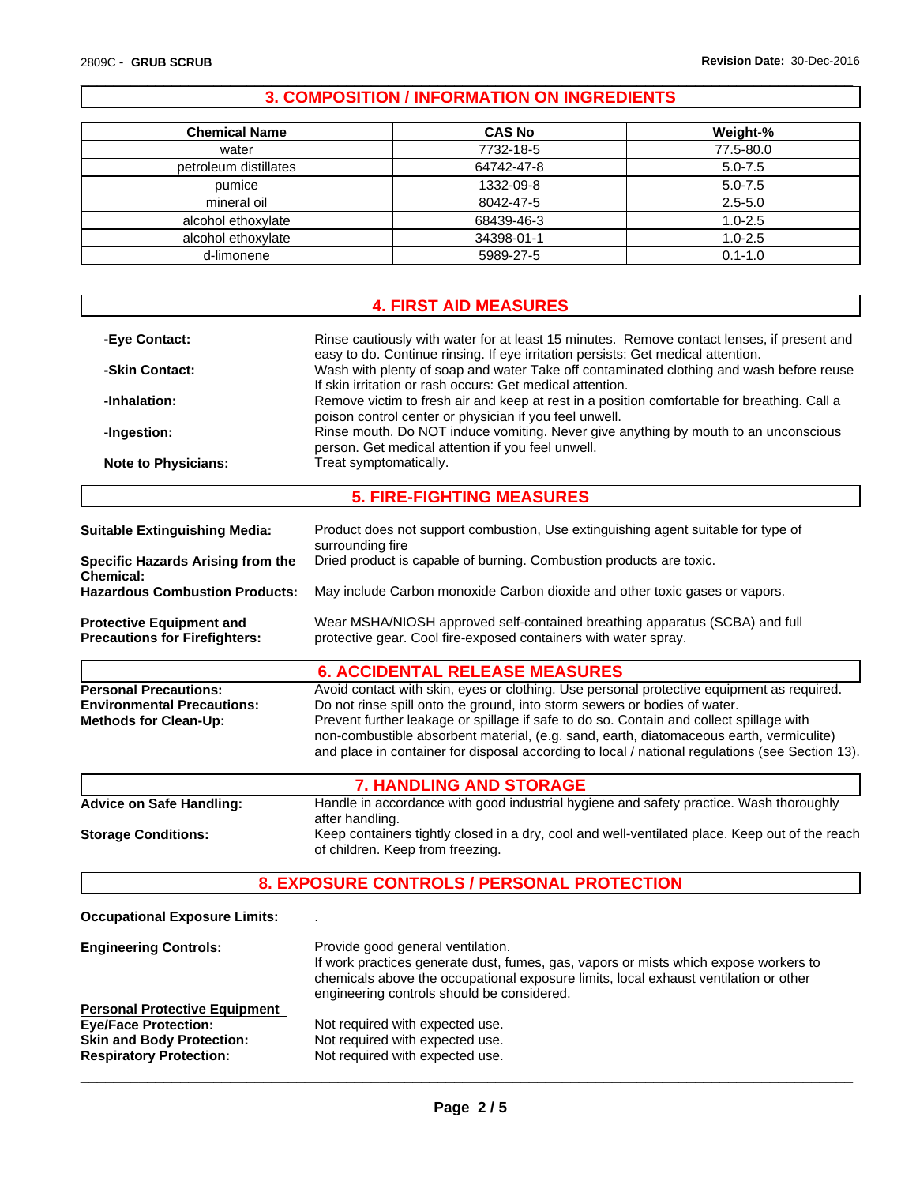## 3. COMPOSITION / INFORMATION ON INGREDIENTS

| Chemical Name | CAS No | Weight-% |
|---|---|---|
| water | 7732-18-5 | 77.5-80.0 |
| petroleum distillates | 64742-47-8 | 5.0-7.5 |
| pumice | 1332-09-8 | 5.0-7.5 |
| mineral oil | 8042-47-5 | 2.5-5.0 |
| alcohol ethoxylate | 68439-46-3 | 1.0-2.5 |
| alcohol ethoxylate | 34398-01-1 | 1.0-2.5 |
| d-limonene | 5989-27-5 | 0.1-1.0 |

## 4. FIRST AID MEASURES

**-Eye Contact:** Rinse cautiously with water for at least 15 minutes. Remove contact lenses, if present and easy to do. Continue rinsing. If eye irritation persists: Get medical attention.

**-Skin Contact:** Wash with plenty of soap and water Take off contaminated clothing and wash before reuse If skin irritation or rash occurs: Get medical attention.

**-Inhalation:** Remove victim to fresh air and keep at rest in a position comfortable for breathing. Call a poison control center or physician if you feel unwell.

**-Ingestion:** Rinse mouth. Do NOT induce vomiting. Never give anything by mouth to an unconscious person. Get medical attention if you feel unwell.

**Note to Physicians:** Treat symptomatically.

## 5. FIRE-FIGHTING MEASURES

**Suitable Extinguishing Media:** Product does not support combustion, Use extinguishing agent suitable for type of surrounding fire

**Specific Hazards Arising from the Chemical:** Dried product is capable of burning. Combustion products are toxic.

**Hazardous Combustion Products:** May include Carbon monoxide Carbon dioxide and other toxic gases or vapors.

**Protective Equipment and Precautions for Firefighters:** Wear MSHA/NIOSH approved self-contained breathing apparatus (SCBA) and full protective gear. Cool fire-exposed containers with water spray.

## 6. ACCIDENTAL RELEASE MEASURES

**Personal Precautions:** Avoid contact with skin, eyes or clothing. Use personal protective equipment as required.

**Environmental Precautions:** Do not rinse spill onto the ground, into storm sewers or bodies of water.

**Methods for Clean-Up:** Prevent further leakage or spillage if safe to do so. Contain and collect spillage with non-combustible absorbent material, (e.g. sand, earth, diatomaceous earth, vermiculite) and place in container for disposal according to local / national regulations (see Section 13).

## 7. HANDLING AND STORAGE

**Advice on Safe Handling:** Handle in accordance with good industrial hygiene and safety practice. Wash thoroughly after handling.

**Storage Conditions:** Keep containers tightly closed in a dry, cool and well-ventilated place. Keep out of the reach of children. Keep from freezing.

## 8. EXPOSURE CONTROLS / PERSONAL PROTECTION

**Occupational Exposure Limits:** .

**Engineering Controls:** Provide good general ventilation.
If work practices generate dust, fumes, gas, vapors or mists which expose workers to chemicals above the occupational exposure limits, local exhaust ventilation or other engineering controls should be considered.

**Personal Protective Equipment**

**Eye/Face Protection:** Not required with expected use.

**Skin and Body Protection:** Not required with expected use.

**Respiratory Protection:** Not required with expected use.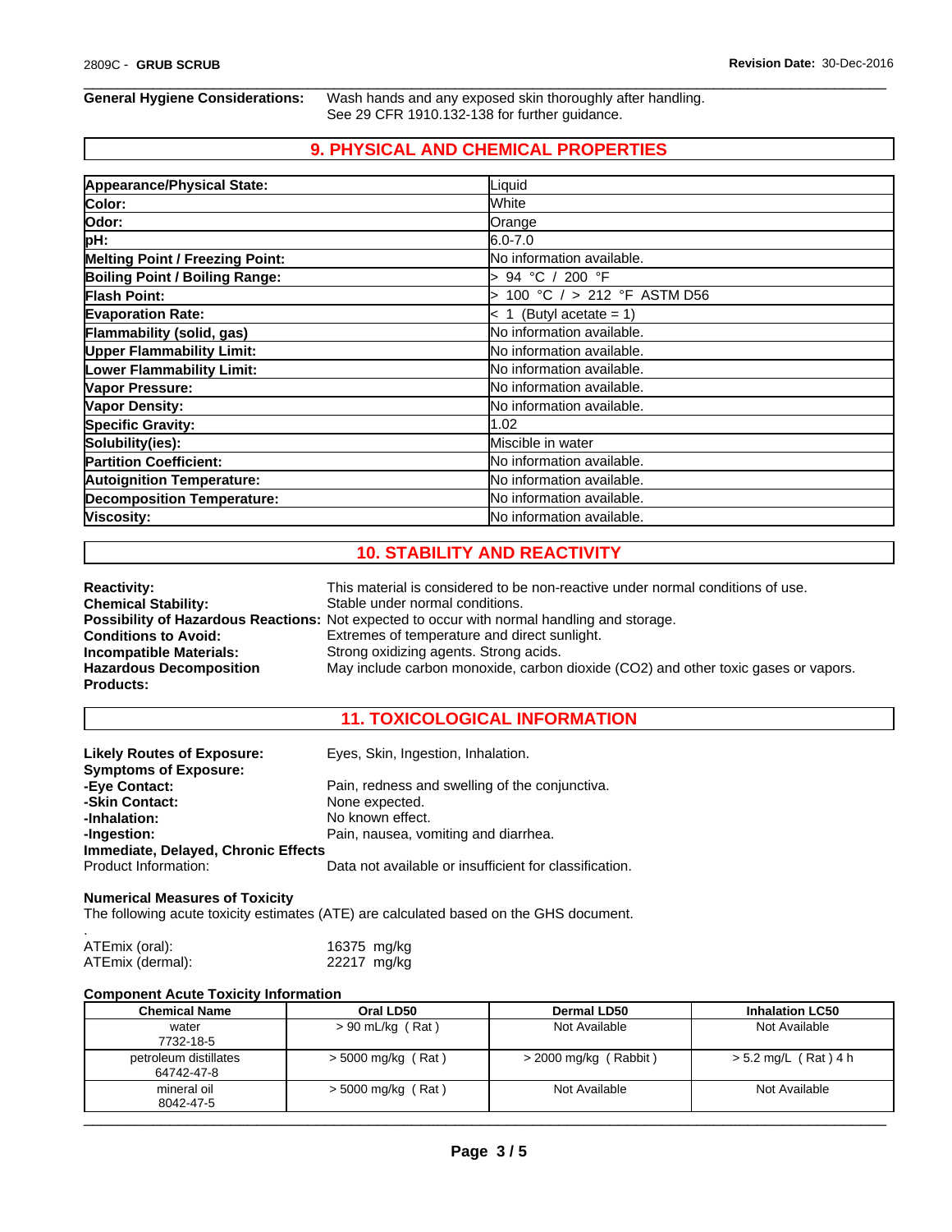**General Hygiene Considerations:** Wash hands and any exposed skin thoroughly after handling. See 29 CFR 1910.132-138 for further guidance.

## 9. PHYSICAL AND CHEMICAL PROPERTIES

| | |
|---|---|
| **Appearance/Physical State:** | Liquid |
| **Color:** | White |
| **Odor:** | Orange |
| **pH:** | 6.0-7.0 |
| **Melting Point / Freezing Point:** | No information available. |
| **Boiling Point / Boiling Range:** | > 94 °C / 200 °F |
| **Flash Point:** | > 100 °C / > 212 °F ASTM D56 |
| **Evaporation Rate:** | < 1 (Butyl acetate = 1) |
| **Flammability (solid, gas)** | No information available. |
| **Upper Flammability Limit:** | No information available. |
| **Lower Flammability Limit:** | No information available. |
| **Vapor Pressure:** | No information available. |
| **Vapor Density:** | No information available. |
| **Specific Gravity:** | 1.02 |
| **Solubility(ies):** | Miscible in water |
| **Partition Coefficient:** | No information available. |
| **Autoignition Temperature:** | No information available. |
| **Decomposition Temperature:** | No information available. |
| **Viscosity:** | No information available. |

## 10. STABILITY AND REACTIVITY

**Reactivity:** This material is considered to be non-reactive under normal conditions of use.
**Chemical Stability:** Stable under normal conditions.
**Possibility of Hazardous Reactions:** Not expected to occur with normal handling and storage.
**Conditions to Avoid:** Extremes of temperature and direct sunlight.
**Incompatible Materials:** Strong oxidizing agents. Strong acids.
**Hazardous Decomposition Products:** May include carbon monoxide, carbon dioxide ($CO_2$) and other toxic gases or vapors.

## 11. TOXICOLOGICAL INFORMATION

**Likely Routes of Exposure:** Eyes, Skin, Ingestion, Inhalation.
**Symptoms of Exposure:**
**-Eye Contact:** Pain, redness and swelling of the conjunctiva.
**-Skin Contact:** None expected.
**-Inhalation:** No known effect.
**-Ingestion:** Pain, nausea, vomiting and diarrhea.
**Immediate, Delayed, Chronic Effects**
Product Information: Data not available or insufficient for classification.

**Numerical Measures of Toxicity**
The following acute toxicity estimates (ATE) are calculated based on the GHS document.

.
ATEmix (oral): 16375 mg/kg
ATEmix (dermal): 22217 mg/kg

**Component Acute Toxicity Information**

| Chemical Name | Oral LD50 | Dermal LD50 | Inhalation LC50 |
|---|---|---|---|
| water<br>7732-18-5 | > 90 mL/kg ( Rat ) | Not Available | Not Available |
| petroleum distillates<br>64742-47-8 | > 5000 mg/kg ( Rat ) | > 2000 mg/kg ( Rabbit ) | > 5.2 mg/L ( Rat ) 4 h |
| mineral oil<br>8042-47-5 | > 5000 mg/kg ( Rat ) | Not Available | Not Available |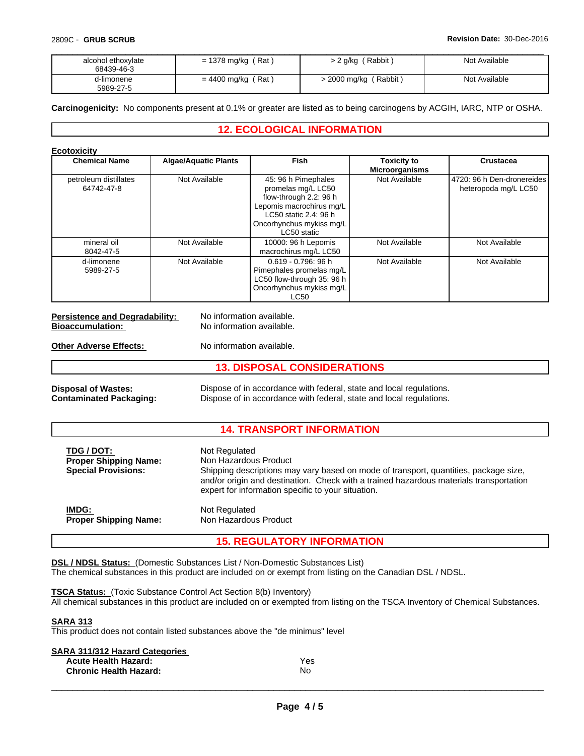| alcohol ethoxylate 68439-46-3 | = 1378 mg/kg ( Rat ) | > 2 g/kg ( Rabbit ) | Not Available |
|---|---|---|---|
| d-limonene 5989-27-5 | = 4400 mg/kg ( Rat ) | > 2000 mg/kg ( Rabbit ) | Not Available |

**Carcinogenicity:** No components present at 0.1% or greater are listed as to being carcinogens by ACGIH, IARC, NTP or OSHA.

## 12. ECOLOGICAL INFORMATION

**Ecotoxicity**

| Chemical Name | Algae/Aquatic Plants | Fish | Toxicity to Microorganisms | Crustacea |
|---|---|---|---|---|
| petroleum distillates 64742-47-8 | Not Available | 45: 96 h Pimephales promelas mg/L LC50 flow-through 2.2: 96 h Lepomis macrochirus mg/L LC50 static 2.4: 96 h Oncorhynchus mykiss mg/L LC50 static | Not Available | 4720: 96 h Den-dronereides heteropoda mg/L LC50 |
| mineral oil 8042-47-5 | Not Available | 10000: 96 h Lepomis macrochirus mg/L LC50 | Not Available | Not Available |
| d-limonene 5989-27-5 | Not Available | 0.619 - 0.796: 96 h Pimephales promelas mg/L LC50 flow-through 35: 96 h Oncorhynchus mykiss mg/L LC50 | Not Available | Not Available |

**Persistence and Degradability:** No information available.
**Bioaccumulation:** No information available.

**Other Adverse Effects:** No information available.

## 13. DISPOSAL CONSIDERATIONS

**Disposal of Wastes:** Dispose of in accordance with federal, state and local regulations.
**Contaminated Packaging:** Dispose of in accordance with federal, state and local regulations.

## 14. TRANSPORT INFORMATION

**TDG / DOT:** Not Regulated
**Proper Shipping Name:** Non Hazardous Product
**Special Provisions:** Shipping descriptions may vary based on mode of transport, quantities, package size, and/or origin and destination. Check with a trained hazardous materials transportation expert for information specific to your situation.

**IMDG:** Not Regulated
**Proper Shipping Name:** Non Hazardous Product

## 15. REGULATORY INFORMATION

**DSL / NDSL Status:** (Domestic Substances List / Non-Domestic Substances List)
The chemical substances in this product are included on or exempt from listing on the Canadian DSL / NDSL.

**TSCA Status:** (Toxic Substance Control Act Section 8(b) Inventory)
All chemical substances in this product are included on or exempted from listing on the TSCA Inventory of Chemical Substances.

**SARA 313**
This product does not contain listed substances above the "de minimus" level

**SARA 311/312 Hazard Categories**
**Acute Health Hazard:** Yes
**Chronic Health Hazard:** No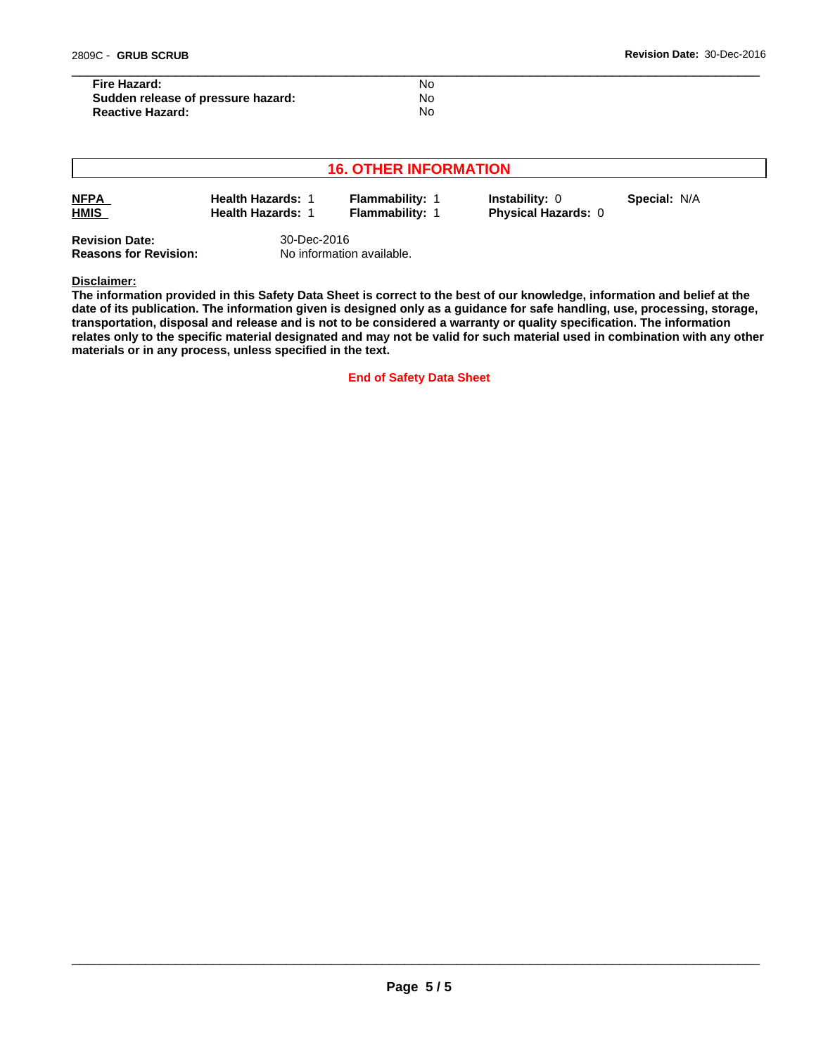| | |
|---|---|
| **Fire Hazard:** | No |
| **Sudden release of pressure hazard:** | No |
| **Reactive Hazard:** | No |

## 16. OTHER INFORMATION

| | | | | |
|---|---|---|---|---|
| **NFPA** | **Health Hazards:** 1 | **Flammability:** 1 | **Instability:** 0 | **Special:** N/A |
| **HMIS** | **Health Hazards:** 1 | **Flammability:** 1 | **Physical Hazards:** 0 | |

**Revision Date:** 30-Dec-2016
**Reasons for Revision:** No information available.

**Disclaimer:**
**The information provided in this Safety Data Sheet is correct to the best of our knowledge, information and belief at the date of its publication. The information given is designed only as a guidance for safe handling, use, processing, storage, transportation, disposal and release and is not to be considered a warranty or quality specification. The information relates only to the specific material designated and may not be valid for such material used in combination with any other materials or in any process, unless specified in the text.**

**End of Safety Data Sheet**